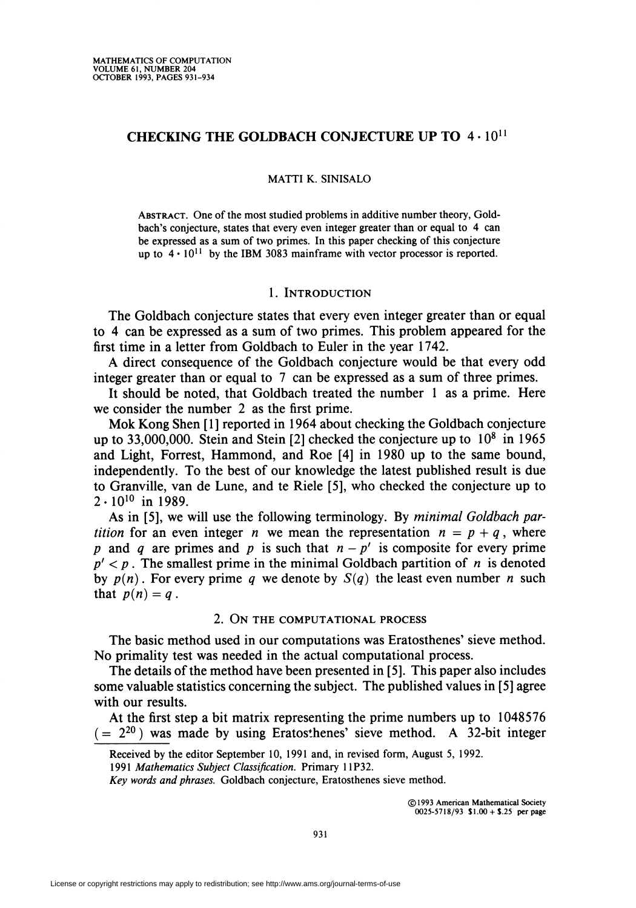# CHECKING THE GOLDBACH CONJECTURE UP TO $4 \cdot 10^{11}$

MATTI K. SINISALO

ABSTRACT. One of the most studied problems in additive number theory, Goldbach's conjecture, states that every even integer greater than or equal to 4 can be expressed as a sum of two primes. In this paper checking of this conjecture up to $4 \cdot 10^{11}$ by the IBM 3083 mainframe with vector processor is reported.

## 1. INTRODUCTION

The Goldbach conjecture states that every even integer greater than or equal to 4 can be expressed as a sum of two primes. This problem appeared for the first time in a letter from Goldbach to Euler in the year 1742.

A direct consequence of the Goldbach conjecture would be that every odd integer greater than or equal to 7 can be expressed as a sum of three primes.

It should be noted, that Goldbach treated the number 1 as a prime. Here we consider the number 2 as the first prime.

Mok Kong Shen [1] reported in 1964 about checking the Goldbach conjecture up to 33,000,000. Stein and Stein [2] checked the conjecture up to $10^8$ in 1965 and Light, Forrest, Hammond, and Roe [4] in 1980 up to the same bound, independently. To the best of our knowledge the latest published result is due to Granville, van de Lune, and te Riele [5], who checked the conjecture up to $2 \cdot 10^{10}$ in 1989.

As in [5], we will use the following terminology. By *minimal Goldbach partition* for an even integer $n$ we mean the representation $n = p + q$, where $p$ and $q$ are primes and $p$ is such that $n - p'$ is composite for every prime $p' < p$. The smallest prime in the minimal Goldbach partition of $n$ is denoted by $p(n)$. For every prime $q$ we denote by $S(q)$ the least even number $n$ such that $p(n) = q$.

## 2. ON THE COMPUTATIONAL PROCESS

The basic method used in our computations was Eratosthenes' sieve method. No primality test was needed in the actual computational process.

The details of the method have been presented in [5]. This paper also includes some valuable statistics concerning the subject. The published values in [5] agree with our results.

At the first step a bit matrix representing the prime numbers up to 1048576 ($= 2^{20}$) was made by using Eratosthenes' sieve method. A 32-bit integer

Received by the editor September 10, 1991 and, in revised form, August 5, 1992.

1991 *Mathematics Subject Classification*. Primary 11P32.

*Key words and phrases*. Goldbach conjecture, Eratosthenes sieve method.

©1993 American Mathematical Society
0025-5718/93 \$1.00 + \$.25 per page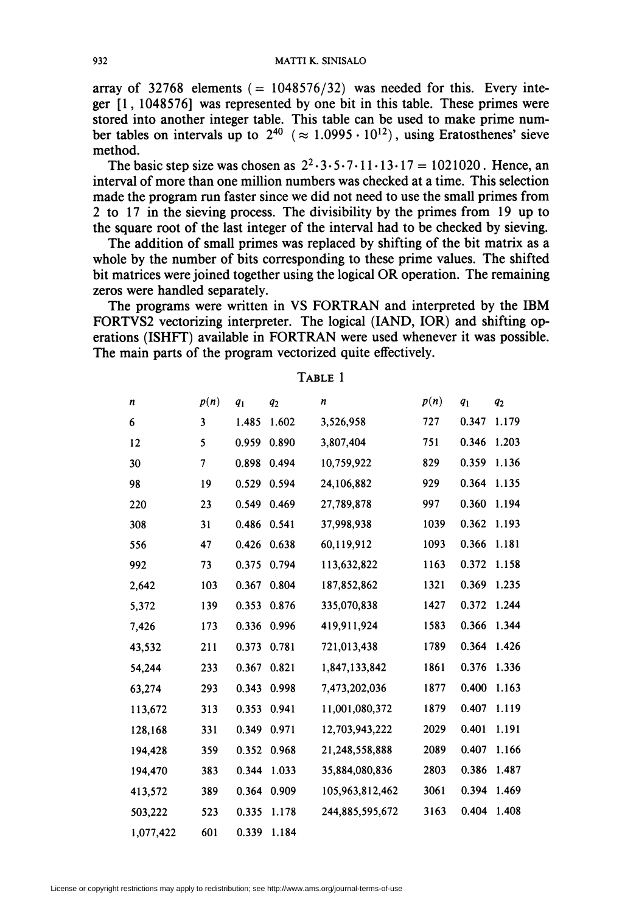array of 32768 elements ($= 1048576/32$) was needed for this. Every integer $[1, 1048576]$ was represented by one bit in this table. These primes were stored into another integer table. This table can be used to make prime number tables on intervals up to $2^{40}$ ($\approx 1.0995 \cdot 10^{12}$), using Eratosthenes' sieve method.

The basic step size was chosen as $2^2 \cdot 3 \cdot 5 \cdot 7 \cdot 11 \cdot 13 \cdot 17 = 1021020$. Hence, an interval of more than one million numbers was checked at a time. This selection made the program run faster since we did not need to use the small primes from 2 to 17 in the sieving process. The divisibility by the primes from 19 up to the square root of the last integer of the interval had to be checked by sieving.

The addition of small primes was replaced by shifting of the bit matrix as a whole by the number of bits corresponding to these prime values. The shifted bit matrices were joined together using the logical OR operation. The remaining zeros were handled separately.

The programs were written in VS FORTRAN and interpreted by the IBM FORTVS2 vectorizing interpreter. The logical (IAND, IOR) and shifting operations (ISHFT) available in FORTRAN were used whenever it was possible. The main parts of the program vectorized quite effectively.

TABLE 1

| $n$ | $p(n)$ | $q_1$ | $q_2$ | $n$ | $p(n)$ | $q_1$ | $q_2$ |
|---|---|---|---|---|---|---|---|
| 6 | 3 | 1.485 | 1.602 | 3,526,958 | 727 | 0.347 | 1.179 |
| 12 | 5 | 0.959 | 0.890 | 3,807,404 | 751 | 0.346 | 1.203 |
| 30 | 7 | 0.898 | 0.494 | 10,759,922 | 829 | 0.359 | 1.136 |
| 98 | 19 | 0.529 | 0.594 | 24,106,882 | 929 | 0.364 | 1.135 |
| 220 | 23 | 0.549 | 0.469 | 27,789,878 | 997 | 0.360 | 1.194 |
| 308 | 31 | 0.486 | 0.541 | 37,998,938 | 1039 | 0.362 | 1.193 |
| 556 | 47 | 0.426 | 0.638 | 60,119,912 | 1093 | 0.366 | 1.181 |
| 992 | 73 | 0.375 | 0.794 | 113,632,822 | 1163 | 0.372 | 1.158 |
| 2,642 | 103 | 0.367 | 0.804 | 187,852,862 | 1321 | 0.369 | 1.235 |
| 5,372 | 139 | 0.353 | 0.876 | 335,070,838 | 1427 | 0.372 | 1.244 |
| 7,426 | 173 | 0.336 | 0.996 | 419,911,924 | 1583 | 0.366 | 1.344 |
| 43,532 | 211 | 0.373 | 0.781 | 721,013,438 | 1789 | 0.364 | 1.426 |
| 54,244 | 233 | 0.367 | 0.821 | 1,847,133,842 | 1861 | 0.376 | 1.336 |
| 63,274 | 293 | 0.343 | 0.998 | 7,473,202,036 | 1877 | 0.400 | 1.163 |
| 113,672 | 313 | 0.353 | 0.941 | 11,001,080,372 | 1879 | 0.407 | 1.119 |
| 128,168 | 331 | 0.349 | 0.971 | 12,703,943,222 | 2029 | 0.401 | 1.191 |
| 194,428 | 359 | 0.352 | 0.968 | 21,248,558,888 | 2089 | 0.407 | 1.166 |
| 194,470 | 383 | 0.344 | 1.033 | 35,884,080,836 | 2803 | 0.386 | 1.487 |
| 413,572 | 389 | 0.364 | 0.909 | 105,963,812,462 | 3061 | 0.394 | 1.469 |
| 503,222 | 523 | 0.335 | 1.178 | 244,885,595,672 | 3163 | 0.404 | 1.408 |
| 1,077,422 | 601 | 0.339 | 1.184 | | | | |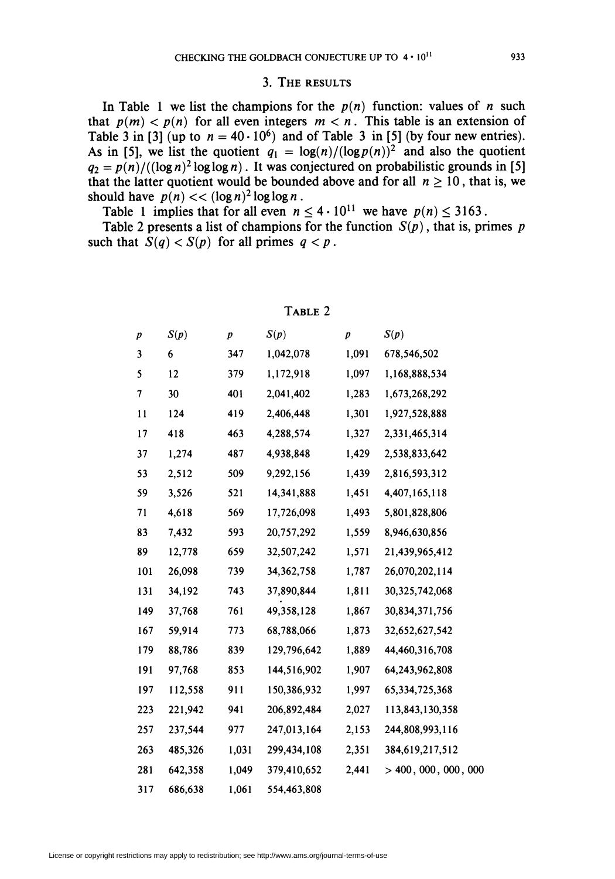## 3. The results

In Table 1 we list the champions for the $p(n)$ function: values of $n$ such that $p(m) < p(n)$ for all even integers $m < n$. This table is an extension of Table 3 in [3] (up to $n = 40 \cdot 10^6$) and of Table 3 in [5] (by four new entries). As in [5], we list the quotient $q_1 = \log(n)/(\log p(n))^2$ and also the quotient $q_2 = p(n)/((\log n)^2 \log\log n)$. It was conjectured on probabilistic grounds in [5] that the latter quotient would be bounded above and for all $n \geq 10$, that is, we should have $p(n) << (\log n)^2 \log\log n$.

Table 1 implies that for all even $n \leq 4 \cdot 10^{11}$ we have $p(n) \leq 3163$.

Table 2 presents a list of champions for the function $S(p)$, that is, primes $p$ such that $S(q) < S(p)$ for all primes $q < p$.

Table 2

| $p$ | $S(p)$ | $p$ | $S(p)$ | $p$ | $S(p)$ |
|---|---|---|---|---|---|
| 3 | 6 | 347 | 1,042,078 | 1,091 | 678,546,502 |
| 5 | 12 | 379 | 1,172,918 | 1,097 | 1,168,888,534 |
| 7 | 30 | 401 | 2,041,402 | 1,283 | 1,673,268,292 |
| 11 | 124 | 419 | 2,406,448 | 1,301 | 1,927,528,888 |
| 17 | 418 | 463 | 4,288,574 | 1,327 | 2,331,465,314 |
| 37 | 1,274 | 487 | 4,938,848 | 1,429 | 2,538,833,642 |
| 53 | 2,512 | 509 | 9,292,156 | 1,439 | 2,816,593,312 |
| 59 | 3,526 | 521 | 14,341,888 | 1,451 | 4,407,165,118 |
| 71 | 4,618 | 569 | 17,726,098 | 1,493 | 5,801,828,806 |
| 83 | 7,432 | 593 | 20,757,292 | 1,559 | 8,946,630,856 |
| 89 | 12,778 | 659 | 32,507,242 | 1,571 | 21,439,965,412 |
| 101 | 26,098 | 739 | 34,362,758 | 1,787 | 26,070,202,114 |
| 131 | 34,192 | 743 | 37,890,844 | 1,811 | 30,325,742,068 |
| 149 | 37,768 | 761 | 49,358,128 | 1,867 | 30,834,371,756 |
| 167 | 59,914 | 773 | 68,788,066 | 1,873 | 32,652,627,542 |
| 179 | 88,786 | 839 | 129,796,642 | 1,889 | 44,460,316,708 |
| 191 | 97,768 | 853 | 144,516,902 | 1,907 | 64,243,962,808 |
| 197 | 112,558 | 911 | 150,386,932 | 1,997 | 65,334,725,368 |
| 223 | 221,942 | 941 | 206,892,484 | 2,027 | 113,843,130,358 |
| 257 | 237,544 | 977 | 247,013,164 | 2,153 | 244,808,993,116 |
| 263 | 485,326 | 1,031 | 299,434,108 | 2,351 | 384,619,217,512 |
| 281 | 642,358 | 1,049 | 379,410,652 | 2,441 | $> 400,000,000,000$ |
| 317 | 686,638 | 1,061 | 554,463,808 | | |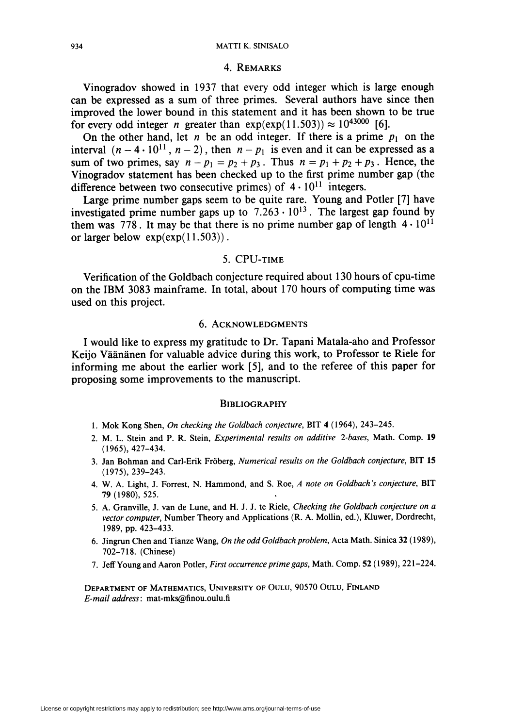## 4. Remarks

Vinogradov showed in 1937 that every odd integer which is large enough can be expressed as a sum of three primes. Several authors have since then improved the lower bound in this statement and it has been shown to be true for every odd integer $n$ greater than $\exp(\exp(11.503)) \approx 10^{43000}$ [6].

On the other hand, let $n$ be an odd integer. If there is a prime $p_1$ on the interval $(n - 4 \cdot 10^{11}, n - 2)$, then $n - p_1$ is even and it can be expressed as a sum of two primes, say $n - p_1 = p_2 + p_3$. Thus $n = p_1 + p_2 + p_3$. Hence, the Vinogradov statement has been checked up to the first prime number gap (the difference between two consecutive primes) of $4 \cdot 10^{11}$ integers.

Large prime number gaps seem to be quite rare. Young and Potler [7] have investigated prime number gaps up to $7.263 \cdot 10^{13}$. The largest gap found by them was 778. It may be that there is no prime number gap of length $4 \cdot 10^{11}$ or larger below $\exp(\exp(11.503))$.

## 5. CPU-time

Verification of the Goldbach conjecture required about 130 hours of cpu-time on the IBM 3083 mainframe. In total, about 170 hours of computing time was used on this project.

## 6. Acknowledgments

I would like to express my gratitude to Dr. Tapani Matala-aho and Professor Keijo Väänänen for valuable advice during this work, to Professor te Riele for informing me about the earlier work [5], and to the referee of this paper for proposing some improvements to the manuscript.

## Bibliography

1. Mok Kong Shen, *On checking the Goldbach conjecture*, BIT **4** (1964), 243–245.
2. M. L. Stein and P. R. Stein, *Experimental results on additive 2-bases*, Math. Comp. **19** (1965), 427–434.
3. Jan Bohman and Carl-Erik Fröberg, *Numerical results on the Goldbach conjecture*, BIT **15** (1975), 239–243.
4. W. A. Light, J. Forrest, N. Hammond, and S. Roe, *A note on Goldbach's conjecture*, BIT **79** (1980), 525.
5. A. Granville, J. van de Lune, and H. J. J. te Riele, *Checking the Goldbach conjecture on a vector computer*, Number Theory and Applications (R. A. Mollin, ed.), Kluwer, Dordrecht, 1989, pp. 423–433.
6. Jingrun Chen and Tianze Wang, *On the odd Goldbach problem*, Acta Math. Sinica **32** (1989), 702–718. (Chinese)
7. Jeff Young and Aaron Potler, *First occurrence prime gaps*, Math. Comp. **52** (1989), 221–224.

Department of Mathematics, University of Oulu, 90570 Oulu, Finland  
*E-mail address*: mat-mks@finou.oulu.fi